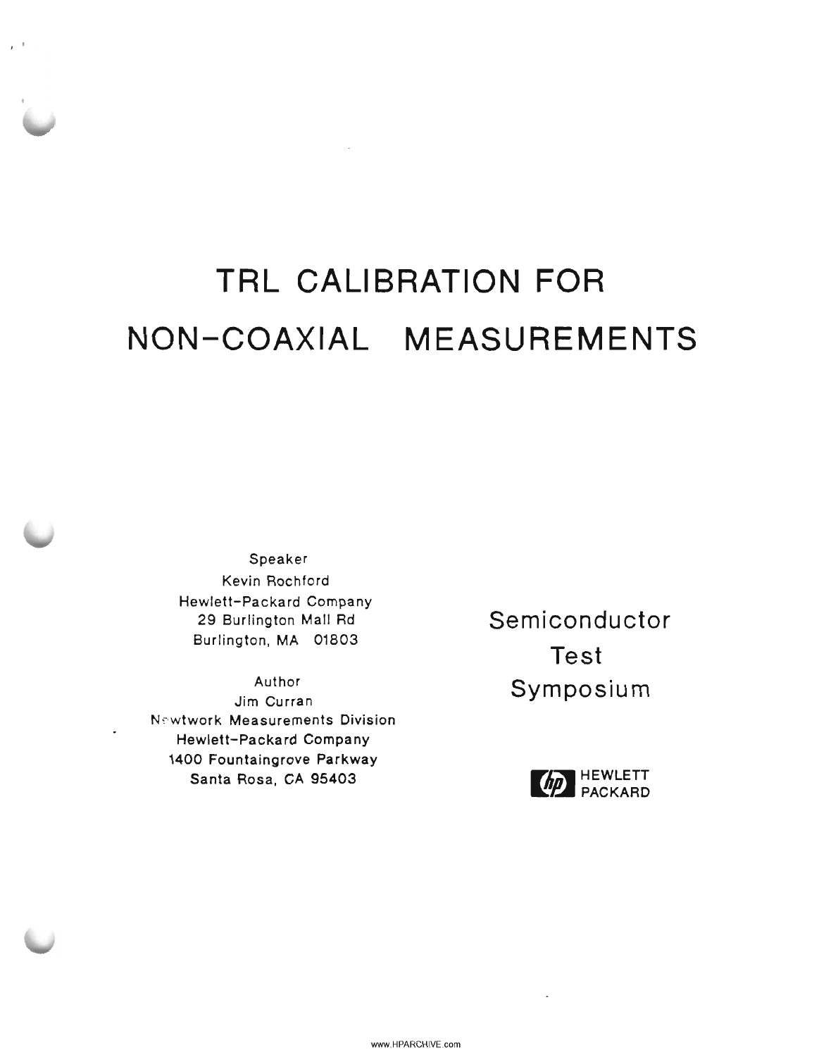# TRL CALIBRATION FOR NON-COAXIAL MEASUREMENTS

Speaker
Kevin Rochford
Hewlett-Packard Company
29 Burlington Mall Rd
Burlington, MA 01803

Author
Jim Curran
Network Measurements Division
Hewlett-Packard Company
1400 Fountaingrove Parkway
Santa Rosa, CA 95403

Semiconductor
Test
Symposium

HEWLETT
PACKARD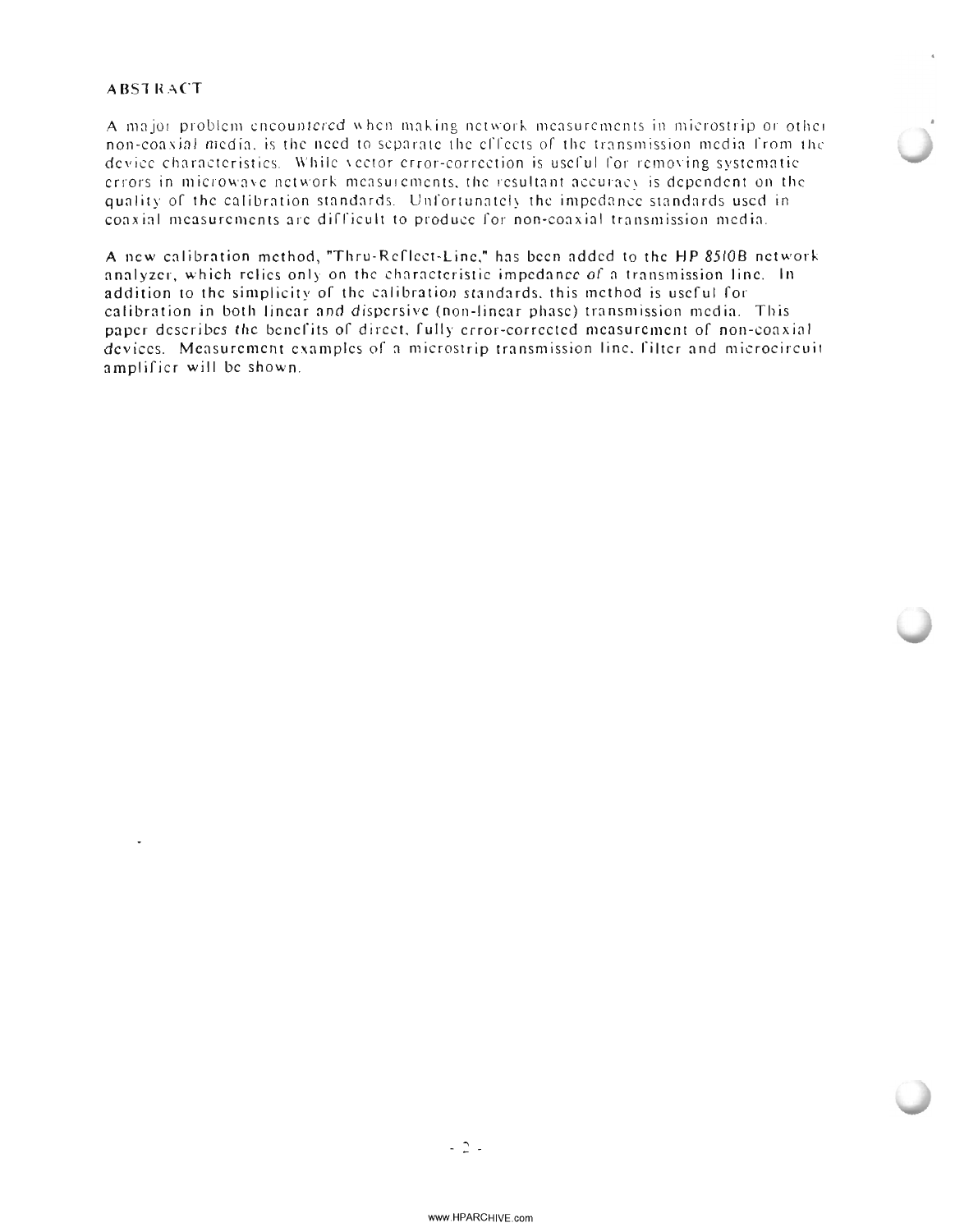## ABSTRACT

A major problem encountered when making network measurements in microstrip or other non-coaxial media, is the need to separate the effects of the transmission media from the device characteristics. While vector error-correction is useful for removing systematic errors in microwave network measurements, the resultant accuracy is dependent on the quality of the calibration standards. Unfortunately the impedance standards used in coaxial measurements are difficult to produce for non-coaxial transmission media.

A new calibration method, "Thru-Reflect-Line," has been added to the HP 8510B network analyzer, which relies only on the characteristic impedance of a transmission line. In addition to the simplicity of the calibration standards, this method is useful for calibration in both linear and dispersive (non-linear phase) transmission media. This paper describes the benefits of direct, fully error-corrected measurement of non-coaxial devices. Measurement examples of a microstrip transmission line, filter and microcircuit amplifier will be shown.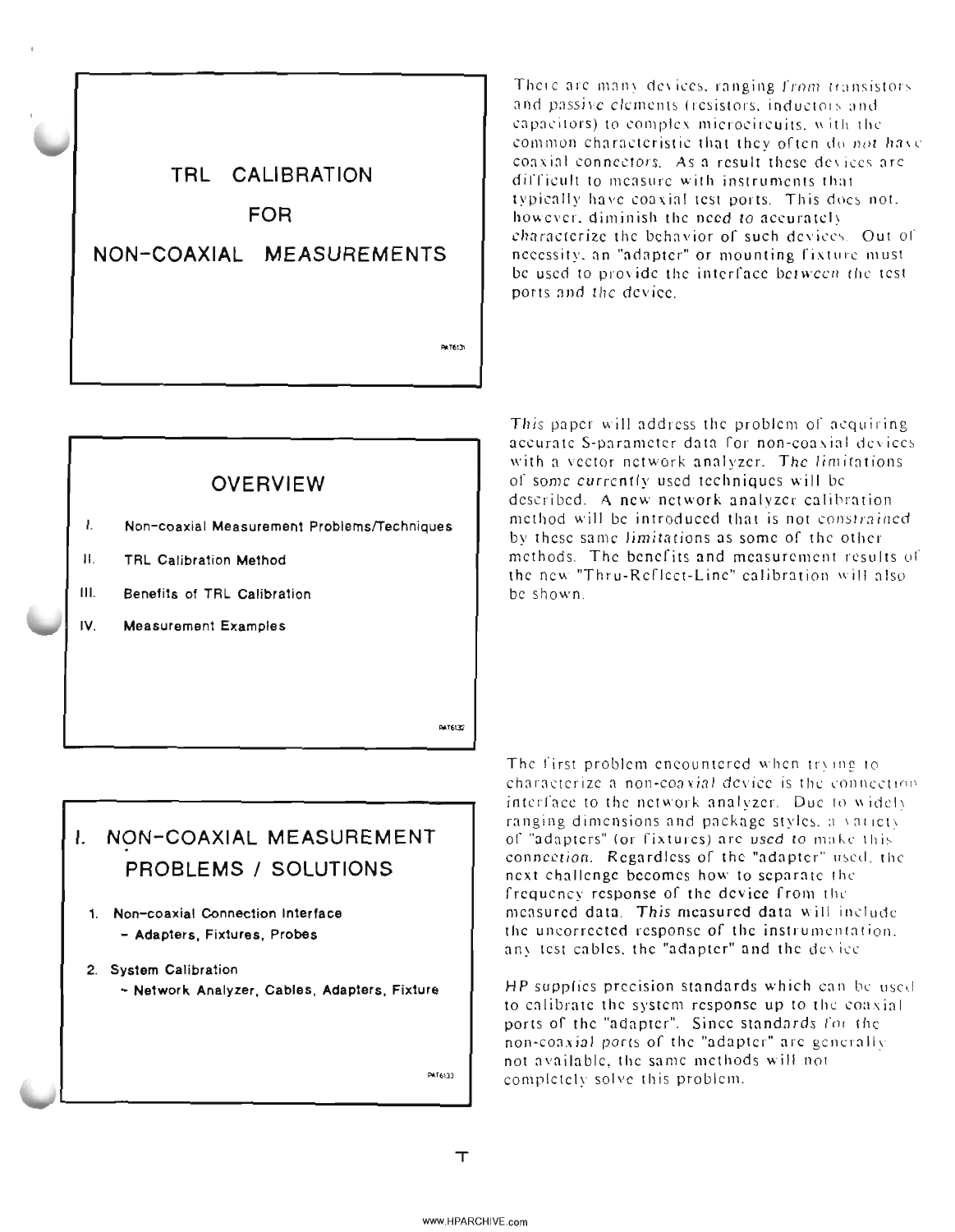# TRL CALIBRATION FOR NON-COAXIAL MEASUREMENTS

PAT6131

There are many devices, ranging from transistors and passive elements (resistors, inductors and capacitors) to complex microcircuits, with the common characteristic that they often do *not have* coaxial connectors. As a result these devices are difficult to measure with instruments that typically have coaxial test ports. This does not, however, diminish the need to accurately characterize the behavior of such devices. Out of necessity, an "adapter" or mounting fixture must be used to provide the interface between the test ports and the device.

## OVERVIEW

- I. Non-coaxial Measurement Problems/Techniques
- II. TRL Calibration Method
- III. Benefits of TRL Calibration
- IV. Measurement Examples

PAT6132

This paper will address the problem of acquiring accurate S-parameter data for non-coaxial devices with a vector network analyzer. The limitations of some currently used techniques will be described. A new network analyzer calibration method will be introduced that is not constrained by these same limitations as some of the other methods. The benefits and measurement results of the new "Thru-Reflect-Line" calibration will also be shown.

## I. NON-COAXIAL MEASUREMENT PROBLEMS / SOLUTIONS

1. Non-coaxial Connection Interface
   - Adapters, Fixtures, Probes
2. System Calibration
   - Network Analyzer, Cables, Adapters, Fixture

PAT6133

The first problem encountered when trying to characterize a non-coaxial device is the connection interface to the network analyzer. Due to widely ranging dimensions and package styles, a variety of "adapters" (or fixtures) are used to make this connection. Regardless of the "adapter" used, the next challenge becomes how to separate the frequency response of the device from the measured data. This measured data will include the uncorrected response of the instrumentation, any test cables, the "adapter" and the device.

HP supplies precision standards which can be used to calibrate the system response up to the coaxial ports of the "adapter". Since standards for the non-coaxial ports of the "adapter" are generally not available, the same methods will not completely solve this problem.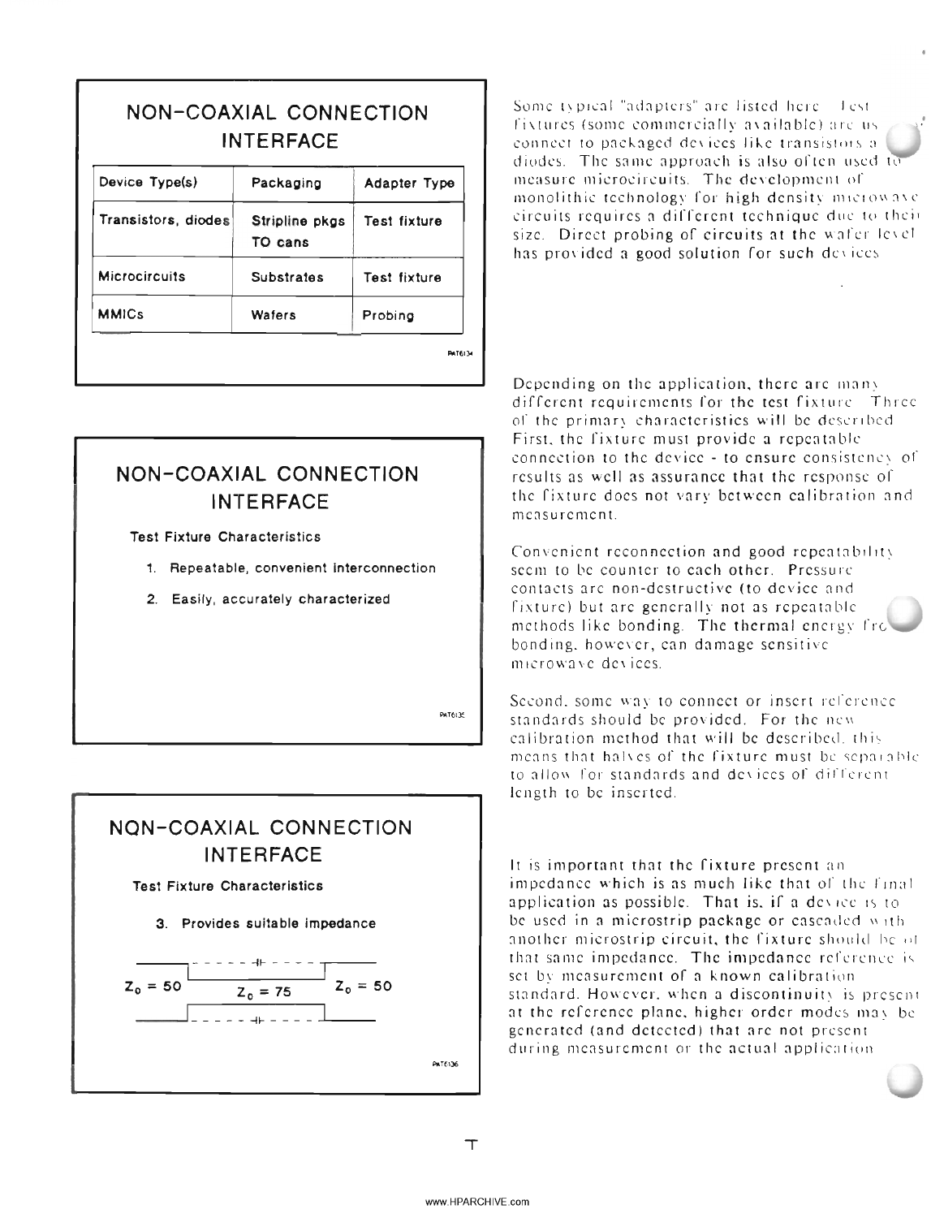## NON-COAXIAL CONNECTION INTERFACE

| Device Type(s) | Packaging | Adapter Type |
|---|---|---|
| Transistors, diodes | Stripline pkgs TO cans | Test fixture |
| Microcircuits | Substrates | Test fixture |
| MMICs | Wafers | Probing |

PAT6134

Some typical "adapters" are listed here. Test fixtures (some commercially available) are used to connect to packaged devices like transistors and diodes. The same approach is also often used to measure microcircuits. The development of monolithic technology for high density microwave circuits requires a different technique due to their size. Direct probing of circuits at the wafer level has provided a good solution for such devices.

## NON-COAXIAL CONNECTION INTERFACE

**Test Fixture Characteristics**

1. Repeatable, convenient interconnection
2. Easily, accurately characterized

PAT6135

Depending on the application, there are many different requirements for the test fixture. Three of the primary characteristics will be described. First, the fixture must provide a repeatable connection to the device - to ensure consistency of results as well as assurance that the response of the fixture does not vary between calibration and measurement.

Convenient reconnection and good repeatability seem to be counter to each other. Pressure contacts are non-destructive (to device and fixture) but are generally not as repeatable as methods like bonding. The thermal energy from bonding, however, can damage sensitive microwave devices.

Second, some way to connect or insert reference standards should be provided. For the new calibration method that will be described, this means that halves of the fixture must be separable to allow for standards and devices of different length to be inserted.

## NON-COAXIAL CONNECTION INTERFACE

**Test Fixture Characteristics**

3. Provides suitable impedance

$Z_0 = 50$ $Z_0 = 75$ $Z_0 = 50$

PAT6136

It is important that the fixture present an impedance which is as much like that of the final application as possible. That is, if a device is to be used in a microstrip package or cascaded with another microstrip circuit, the fixture should be of that same impedance. The impedance reference is set by measurement of a known calibration standard. However, when a discontinuity is present at the reference plane, higher order modes may be generated (and detected) that are not present during measurement or the actual application.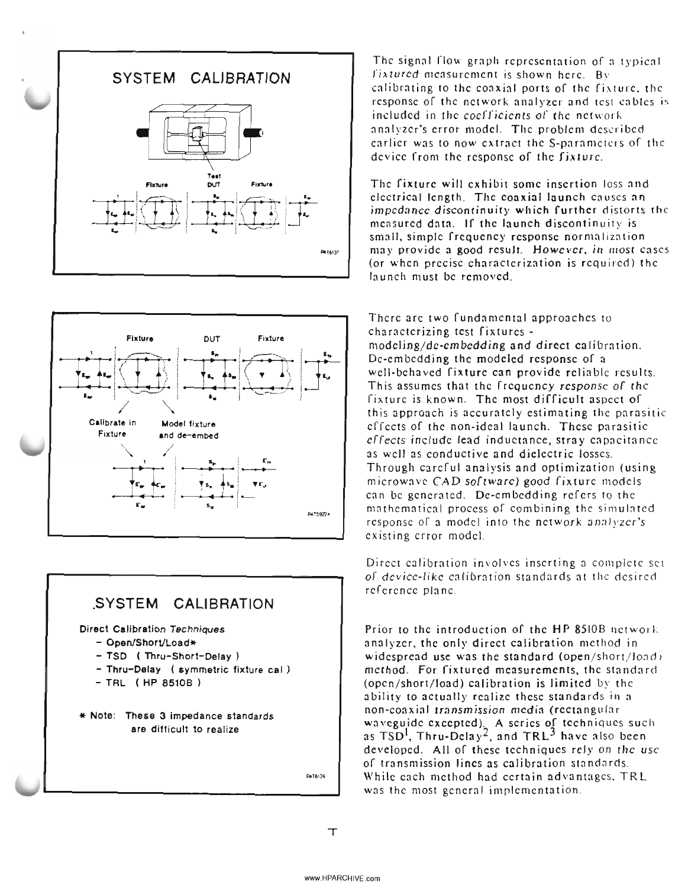## SYSTEM CALIBRATION

The signal flow graph representation of a typical *fixtured* measurement is shown here. By calibrating to the coaxial ports of the fixture, the response of the network analyzer and test cables is included in the *coefficients* of the network analyzer's error model. The problem described earlier was to now extract the S-parameters of the device from the response of the *fixture*.

The fixture will exhibit some insertion loss and electrical length. The coaxial launch causes an *impedance discontinuity* which further distorts the measured data. If the launch discontinuity is small, simple frequency response normalization may provide a good result. *However, in most* cases (or when precise characterization is required) the launch must be removed.

There are two fundamental approaches to characterizing test fixtures - *modeling/de-embedding* and direct calibration. De-embedding the modeled response of a well-behaved fixture can provide reliable results. This assumes that the frequency *response of the* fixture is known. The most difficult aspect of this approach is accurately estimating the parasitic effects of the non-ideal launch. These parasitic *effects* include lead inductance, stray capacitance as well as conductive and dielectric losses. Through careful analysis and optimization (using microwave *CAD software*) good fixture models can be generated. De-embedding refers to the mathematical process of combining the simulated response of a model into the network *analyzer's* existing error model.

Direct calibration involves inserting a complete set *of device-like* calibration standards at the desired reference plane.

## SYSTEM CALIBRATION

**Direct Calibration *Techniques***

- **Open/Short/Load***
- **TSD ( Thru-Short-Delay )**
- **Thru-Delay ( symmetric fixture cal )**
- **TRL ( HP 8510B )**

**\* Note: These 3 impedance standards are difficult to realize**

Prior to the introduction of the HP 8510B network analyzer, the only direct calibration method in widespread use was the standard (open/short/load) method. For fixtured measurements, the standard (open/short/load) calibration is limited by the ability to actually realize these standards in a non-coaxial *transmission media* (rectangular waveguide excepted). A series of techniques such as TSD[1], Thru-Delay[2], and TRL[3] have also been developed. All of these techniques rely *on the use* of transmission lines as calibration standards. While each method had certain advantages, TRL was the most general implementation.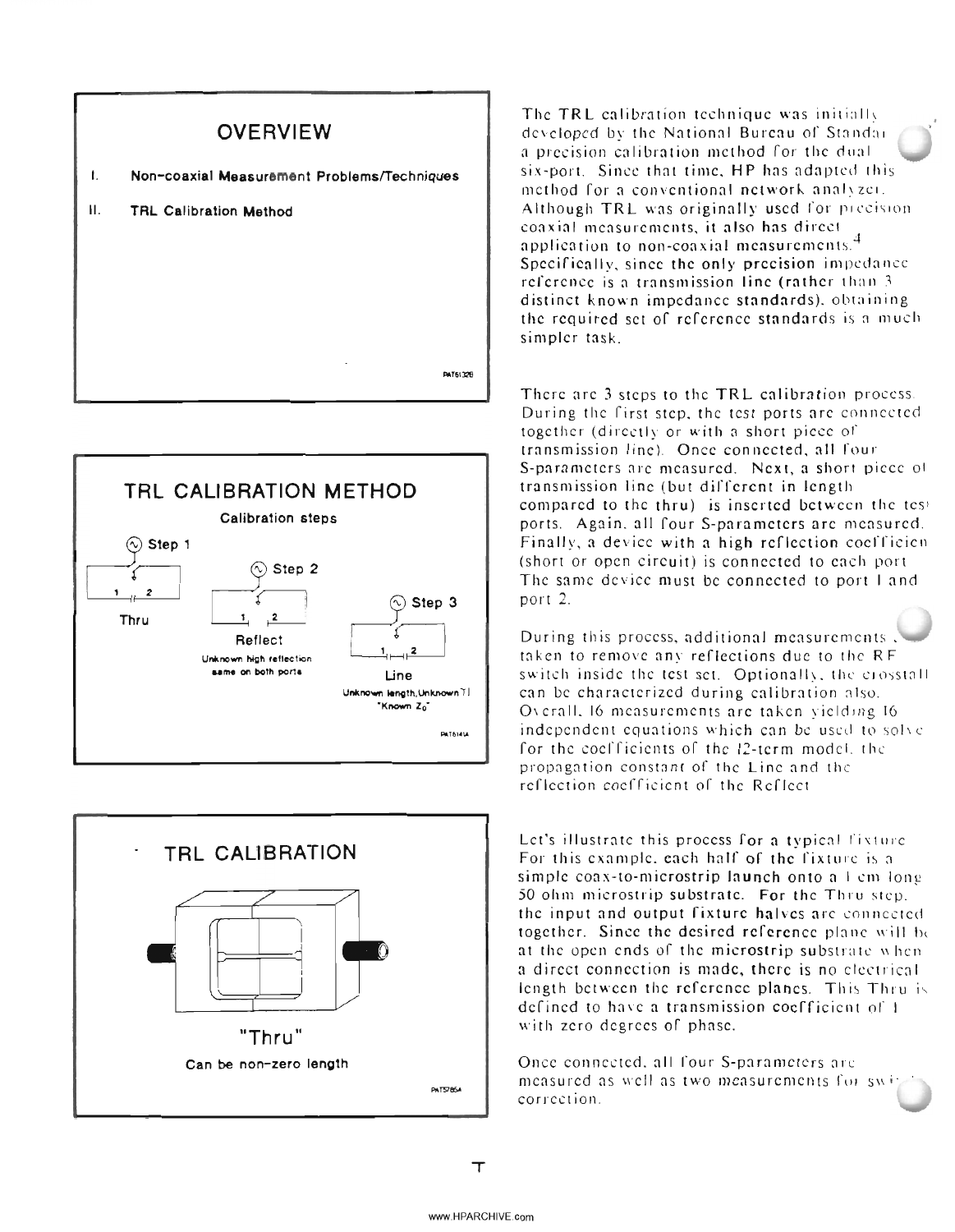## OVERVIEW

I. Non-coaxial Measurement Problems/Techniques

II. TRL Calibration Method

The TRL calibration technique was initially developed by the National Bureau of Standards as a precision calibration method for the dual six-port. Since that time, HP has adapted this method for a conventional network analyzer. Although TRL was originally used for precision coaxial measurements, it also has direct application to non-coaxial measurements.[4] Specifically, since the only precision impedance reference is a transmission line (rather than 3 distinct known impedance standards), obtaining the required set of reference standards is a much simpler task.

## TRL CALIBRATION METHOD

Calibration steps

Step 1 — Thru

Step 2 — Reflect: Unknown high reflection, same on both ports

Step 3 — Line: Unknown length, Unknown Γl, "Known $Z_0$"

There are 3 steps to the TRL calibration process. During the first step, the test ports are connected together (directly or with a short piece of transmission line). Once connected, all four S-parameters are measured. Next, a short piece of transmission line (but different in length compared to the thru) is inserted between the test ports. Again, all four S-parameters are measured. Finally, a device with a high reflection coefficient (short or open circuit) is connected to each port. The same device must be connected to port 1 and port 2.

During this process, additional measurements are taken to remove any reflections due to the RF switch inside the test set. Optionally, the crosstalk can be characterized during calibration also. Overall, 16 measurements are taken yielding 16 independent equations which can be used to solve for the coefficients of the 12-term model, the propagation constant of the Line and the reflection coefficient of the Reflect.

## TRL CALIBRATION

"Thru"

Can be non-zero length

Let's illustrate this process for a typical fixture. For this example, each half of the fixture is a simple coax-to-microstrip launch onto a 1 cm long 50 ohm microstrip substrate. For the Thru step, the input and output fixture halves are connected together. Since the desired reference plane will be at the open ends of the microstrip substrate when a direct connection is made, there is no electrical length between the reference planes. This Thru is defined to have a transmission coefficient of 1 with zero degrees of phase.

Once connected, all four S-parameters are measured as well as two measurements for switch correction.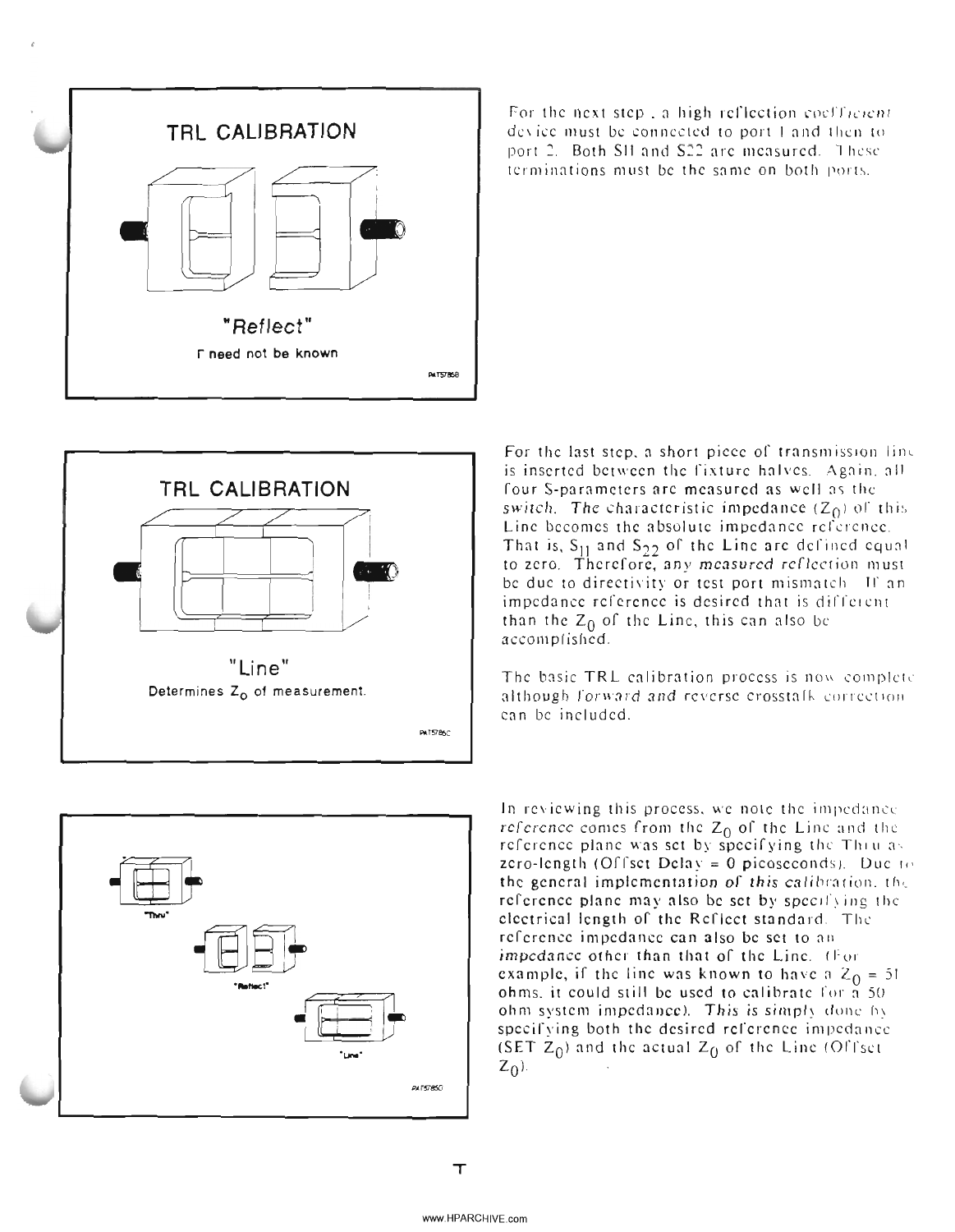**TRL CALIBRATION**

**"Reflect"**

**Γ need not be known**

For the next step, a high reflection coefficient device must be connected to port 1 and then to port 2. Both S11 and S22 are measured. These terminations must be the same on both ports.

**TRL CALIBRATION**

**"Line"**

**Determines $Z_0$ of measurement.**

For the last step, a short piece of transmission line is inserted between the fixture halves. Again, all four S-parameters are measured as well as the switch. The characteristic impedance ($Z_0$) of this Line becomes the absolute impedance reference. That is, $S_{11}$ and $S_{22}$ of the Line are defined equal to zero. Therefore, any measured reflection must be due to directivity or test port mismatch. If an impedance reference is desired that is different than the $Z_0$ of the Line, this can also be accomplished.

The basic TRL calibration process is now complete although forward and reverse crosstalk correction can be included.

"Thru"

"Reflect"

"Line"

In reviewing this process, we note the impedance reference comes from the $Z_0$ of the Line and the reference plane was set by specifying the Thru as zero-length (Offset Delay = 0 picoseconds). Due to the general implementation of this calibration, the reference plane may also be set by specifying the electrical length of the Reflect standard. The reference impedance can also be set to an impedance other than that of the Line. (For example, if the line was known to have a $Z_0$ = 51 ohms, it could still be used to calibrate for a 50 ohm system impedance). This is simply done by specifying both the desired reference impedance (SET $Z_0$) and the actual $Z_0$ of the Line (Offset $Z_0$).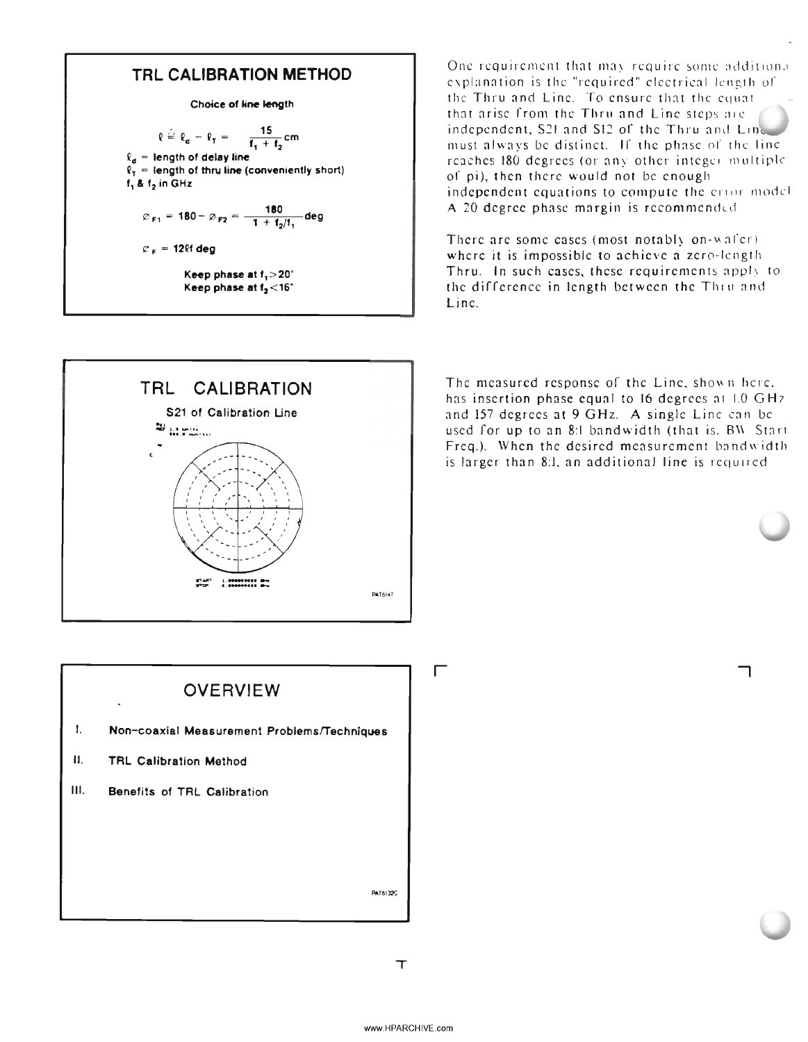## TRL CALIBRATION METHOD

**Choice of line length**

$$\ell \cong \ell_d - \ell_T = \frac{15}{f_1 + f_2}\text{ cm}$$

**$\ell_d$ = length of delay line**
**$\ell_T$ = length of thru line (conveniently short)**
**$f_1$ & $f_2$ in GHz**

$$\varnothing_{F1} = 180 - \varnothing_{F2} = \frac{180}{1 + f_2/f_1}\text{ deg}$$

$$\varnothing_F = 12\ell f\text{ deg}$$

**Keep phase at $f_1 > 20°$**
**Keep phase at $f_2 < 16°$**

One requirement that may require some additional explanation is the "required" electrical length of the Thru and Line. To ensure that the equations that arise from the Thru and Line steps are independent, S21 and S12 of the Thru and Line must always be distinct. If the phase of the line reaches 180 degrees (or any other integer multiple of pi), then there would not be enough independent equations to compute the error model. A 20 degree phase margin is recommended.

There are some cases (most notably on-wafer) where it is impossible to achieve a zero-length Thru. In such cases, these requirements apply to the difference in length between the Thru and Line.

## TRL CALIBRATION

S21 of Calibration Line

PAT6147

The measured response of the Line, shown here, has insertion phase equal to 16 degrees at 1.0 GHz and 157 degrees at 9 GHz. A single Line can be used for up to an 8:1 bandwidth (that is, BW: Start Freq.). When the desired measurement bandwidth is larger than 8:1, an additional line is required.

## OVERVIEW

I. **Non-coaxial Measurement Problems/Techniques**

II. **TRL Calibration Method**

III. **Benefits of TRL Calibration**

PAT6132C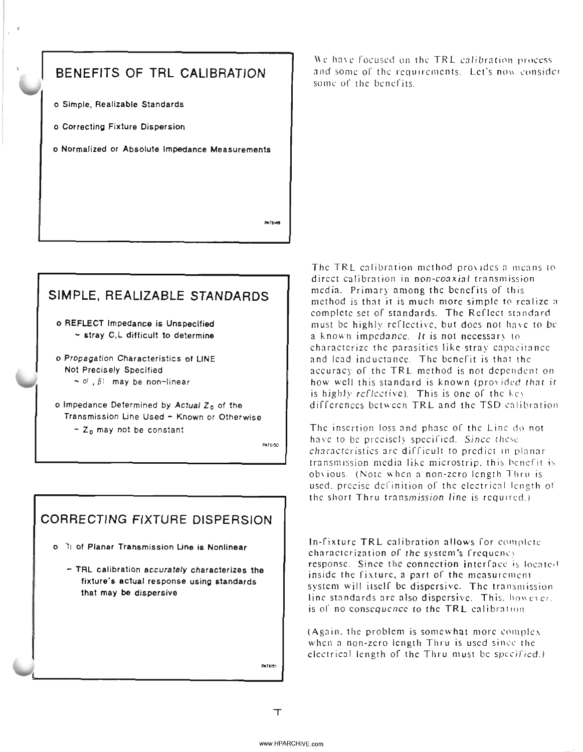## BENEFITS OF TRL CALIBRATION

- Simple, Realizable Standards
- Correcting Fixture Dispersion
- Normalized or Absolute Impedance Measurements

We have focused on the TRL *calibration* process and some of the requirements. Let's now consider some of the benefits.

## SIMPLE, REALIZABLE STANDARDS

- REFLECT Impedance is Unspecified
  - stray C,L difficult to determine
- *Propagation* Characteristics of LINE Not Precisely Specified
  - $\alpha l$, $\beta l$ may be non-linear
- Impedance Determined by *Actual* $Z_0$ of the Transmission Line Used – Known or Otherwise
  - $Z_0$ may not be constant

The TRL calibration method provides a means to direct calibration in *non-coaxial* transmission media. Primary among the benefits of this method is that it is much more simple to realize a complete set of standards. The Reflect standard must be highly reflective, but does not have to be a known impedance. *It* is not necessary to characterize the parasitics like stray capacitance and lead inductance. The benefit is that the accuracy of the TRL method is not dependent on how well this standard is known (*provided that it* is *highly reflective*). This is one of the key differences between TRL and the TSD calibration.

The insertion loss and phase of the Line do not have to be precisely specified. *Since these characteristics* are difficult to predict in planar transmission media like microstrip, this benefit is obvious. (Note when a non-zero length Thru is used, precise definition of the electrical length of the short Thru trans*mission line* is required.)

## CORRECTING FIXTURE DISPERSION

- $\beta l$ of Planar Transmission Line is Nonlinear
  - TRL calibration *accurately* characterizes the fixture's actual response using standards that may be dispersive

In-fixture TRL calibration allows for complete characterization of *the system's* frequency response. Since the connection interface is located inside the fixture, a part of the measurement system will itself be dispersive. The transmission line standards are also dispersive. This, *however*, is of no *consequence* to the TRL calibration.

(Again, the problem is somewhat more complex when a non-zero length Thru is used since the electrical length of the Thru must be *specified.*)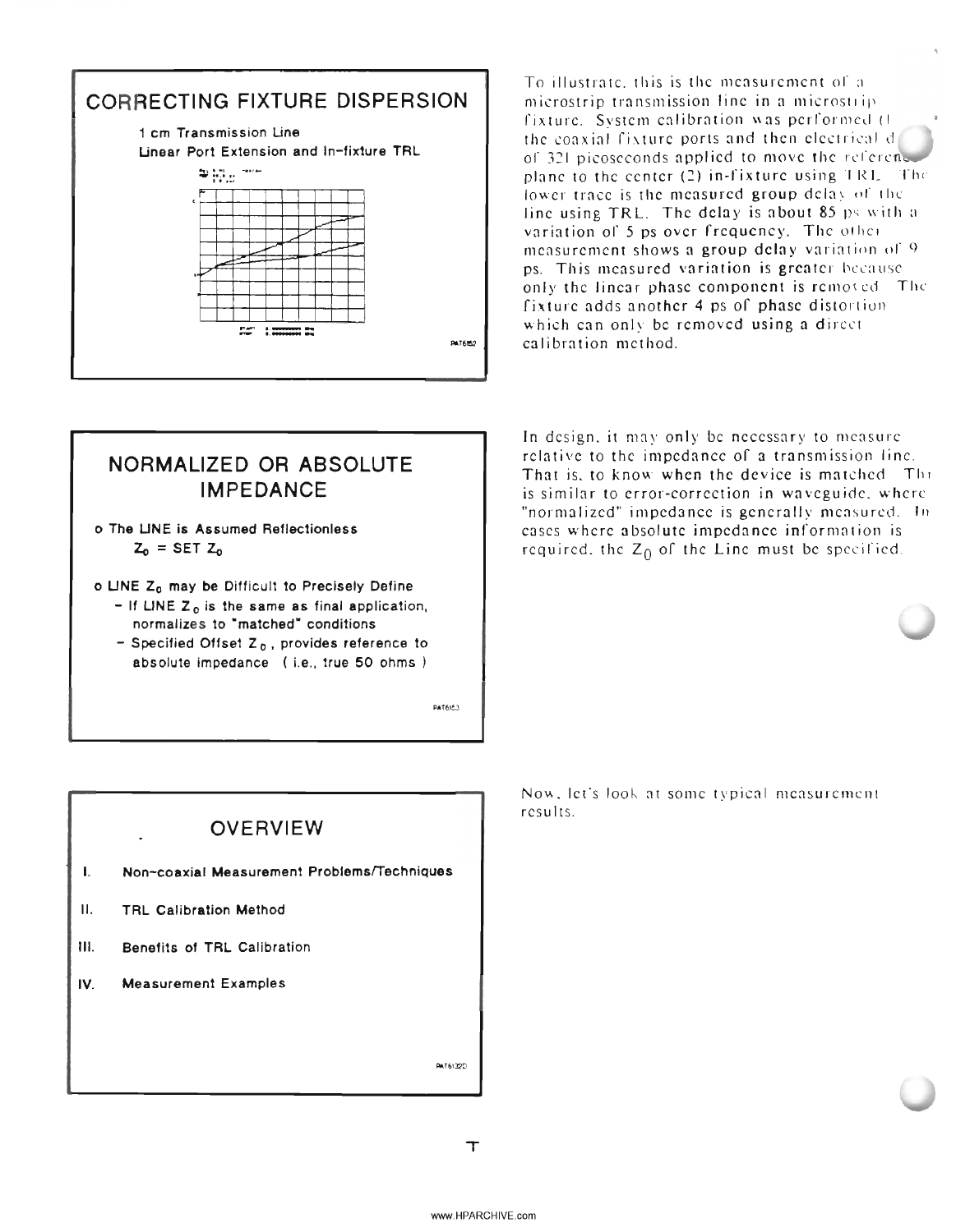## CORRECTING FIXTURE DISPERSION

1 cm Transmission Line
Linear Port Extension and In-fixture TRL

PAT6152

To illustrate, this is the measurement of a microstrip transmission line in a microstrip fixture. System calibration was performed (1) the coaxial fixture ports and then electrical delay of 321 picoseconds applied to move the reference plane to the center (2) in-fixture using TRL. The lower trace is the measured group delay of the line using TRL. The delay is about 85 ps with a variation of 5 ps over frequency. The other measurement shows a group delay variation of 9 ps. This measured variation is greater because only the linear phase component is removed. The fixture adds another 4 ps of phase distortion which can only be removed using a direct calibration method.

## NORMALIZED OR ABSOLUTE IMPEDANCE

- The LINE is Assumed Reflectionless
  $Z_0$ = SET $Z_0$
- LINE $Z_0$ may be Difficult to Precisely Define
  - If LINE $Z_0$ is the same as final application, normalizes to "matched" conditions
  - Specified Offset $Z_0$, provides reference to absolute impedance (i.e., true 50 ohms)

PAT6153

In design, it may only be necessary to measure relative to the impedance of a transmission line. That is, to know when the device is matched. This is similar to error-correction in waveguide, where "normalized" impedance is generally measured. In cases where absolute impedance information is required, the $Z_0$ of the Line must be specified.

## OVERVIEW

I. Non-coaxial Measurement Problems/Techniques

II. TRL Calibration Method

III. Benefits of TRL Calibration

IV. Measurement Examples

PAT6132D

Now, let's look at some typical measurement results.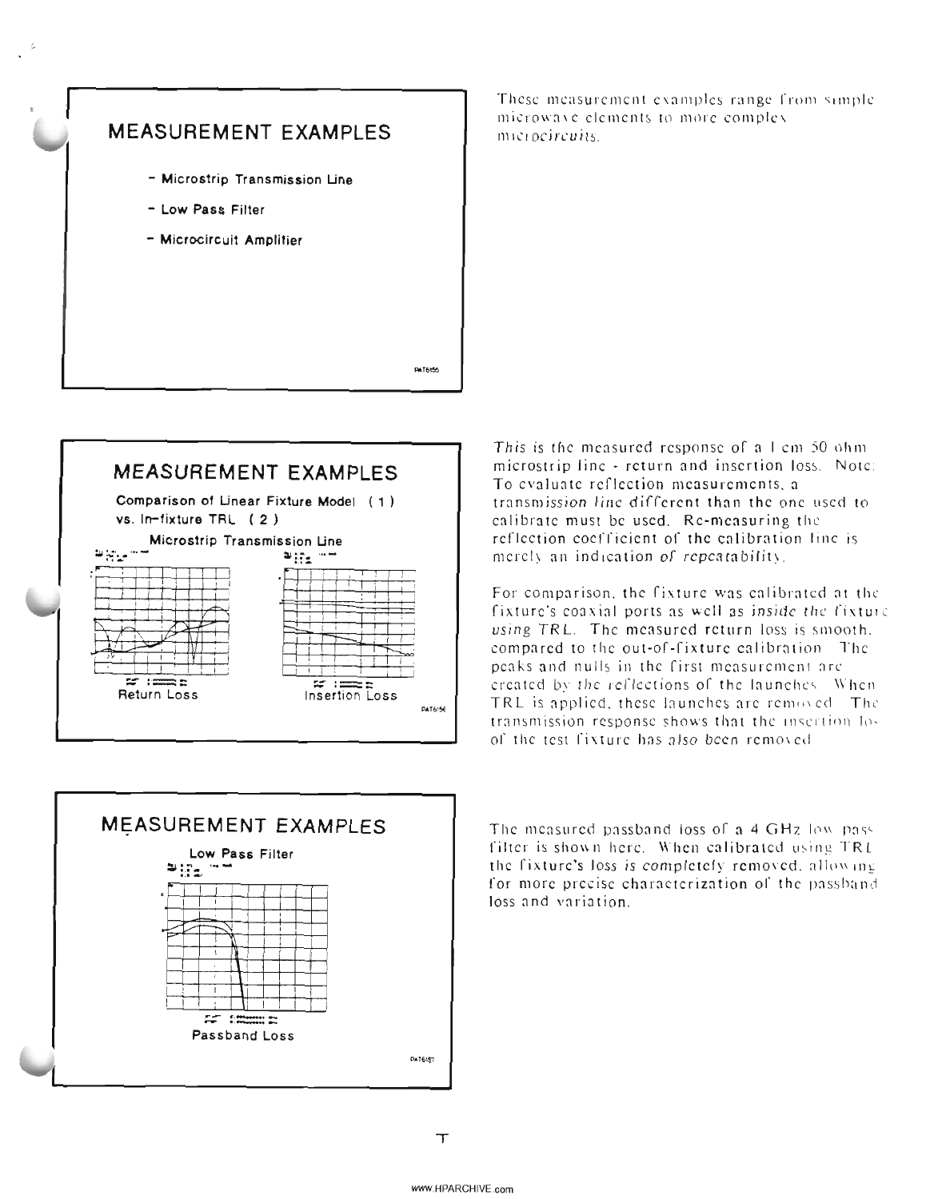## MEASUREMENT EXAMPLES

- Microstrip Transmission Line
- Low Pass Filter
- Microcircuit Amplifier

PAT6155

These measurement examples range from simple microwave elements to more complex microcircuits.

## MEASUREMENT EXAMPLES

Comparison of Linear Fixture Model (1) vs. In-fixture TRL (2)

Microstrip Transmission Line

Return Loss

Insertion Loss

PAT6156

This is the measured response of a 1 cm 50 ohm microstrip line - return and insertion loss. Note: To evaluate reflection measurements, a transmission line different than the one used to calibrate must be used. Re-measuring the reflection coefficient of the calibration line is merely an indication of repeatability.

For comparison, the fixture was calibrated at the fixture's coaxial ports as well as inside the fixture using TRL. The measured return loss is smooth, compared to the out-of-fixture calibration. The peaks and nulls in the first measurement are created by the reflections of the launches. When TRL is applied, these launches are removed. The transmission response shows that the insertion loss of the test fixture has also been removed.

## MEASUREMENT EXAMPLES

Low Pass Filter

Passband Loss

PAT6157

The measured passband loss of a 4 GHz low pass filter is shown here. When calibrated using TRL the fixture's loss is completely removed, allowing for more precise characterization of the passband loss and variation.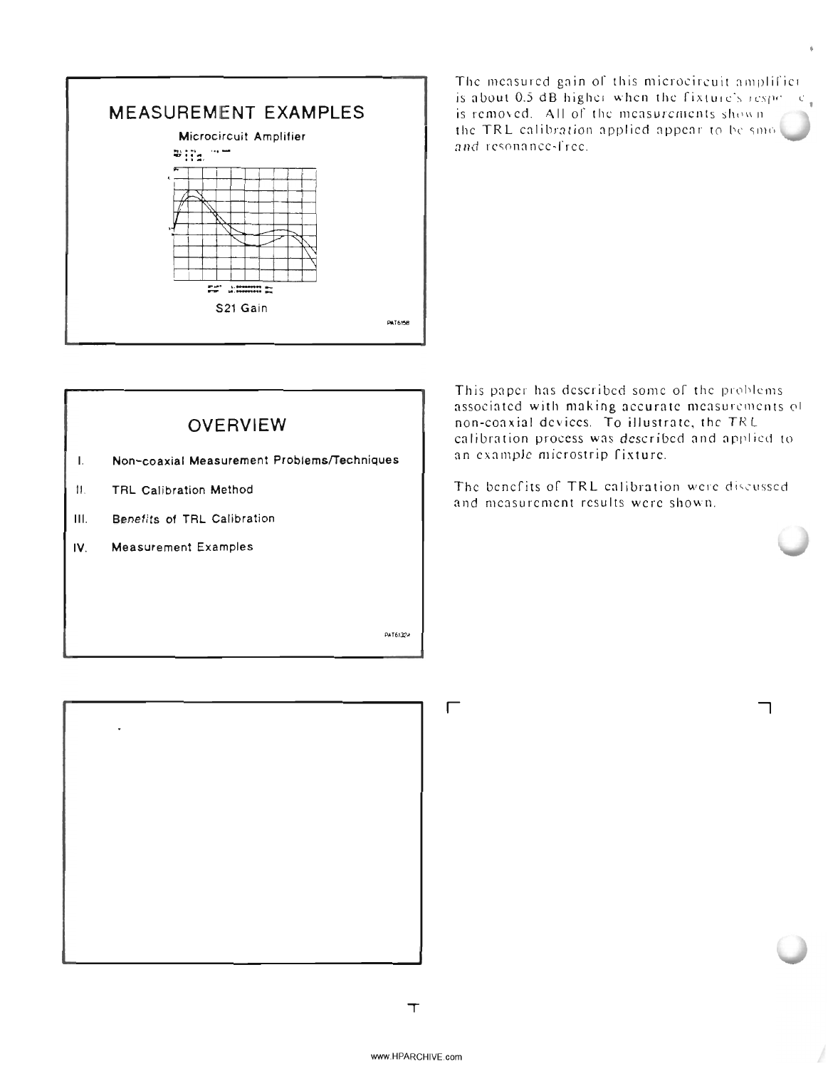## MEASUREMENT EXAMPLES

Microcircuit Amplifier

S21 Gain

PAT6158

The measured gain of this microcircuit amplifier is about 0.5 dB higher when the fixture's response is removed. All of the measurements shown the TRL calibration applied appear to be smooth and resonance-free.

## OVERVIEW

I. Non-coaxial Measurement Problems/Techniques

II. TRL Calibration Method

III. Benefits of TRL Calibration

IV. Measurement Examples

PAT61324

This paper has described some of the problems associated with making accurate measurements of non-coaxial devices. To illustrate, the TRL calibration process was described and applied to an example microstrip fixture.

The benefits of TRL calibration were discussed and measurement results were shown.